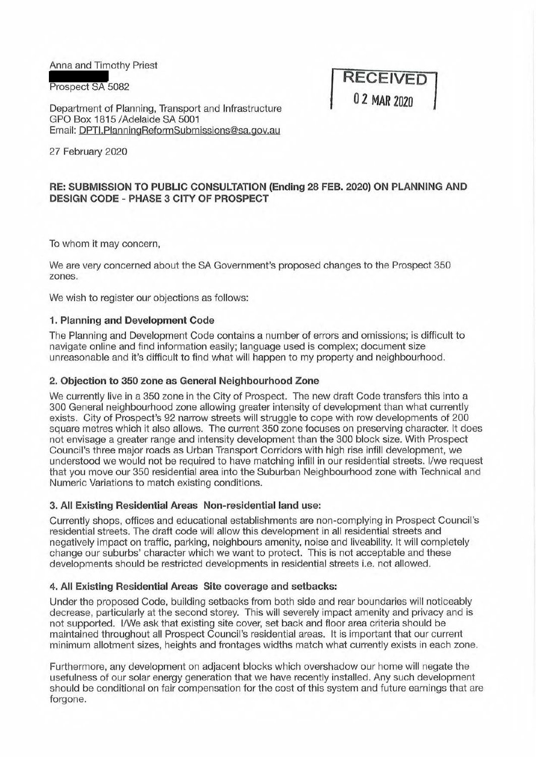Anna and Timothy Priest

Prospect SA 5082

**RECEIVED**
**02 MAR 2020**

Department of Planning, Transport and Infrastructure
GPO Box 1815 /Adelaide SA 5001
Email: DPTI.PlanningReformSubmissions@sa.gov.au

27 February 2020

**RE: SUBMISSION TO PUBLIC CONSULTATION (Ending 28 FEB. 2020) ON PLANNING AND DESIGN CODE - PHASE 3 CITY OF PROSPECT**

To whom it may concern,

We are very concerned about the SA Government's proposed changes to the Prospect 350 zones.

We wish to register our objections as follows:

### 1. Planning and Development Code

The Planning and Development Code contains a number of errors and omissions; is difficult to navigate online and find information easily; language used is complex; document size unreasonable and it's difficult to find what will happen to my property and neighbourhood.

### 2. Objection to 350 zone as General Neighbourhood Zone

We currently live in a 350 zone in the City of Prospect. The new draft Code transfers this into a 300 General neighbourhood zone allowing greater intensity of development than what currently exists. City of Prospect's 92 narrow streets will struggle to cope with row developments of 200 square metres which it also allows. The current 350 zone focuses on preserving character. It does not envisage a greater range and intensity development than the 300 block size. With Prospect Council's three major roads as Urban Transport Corridors with high rise infill development, we understood we would not be required to have matching infill in our residential streets. I/we request that you move our 350 residential area into the Suburban Neighbourhood zone with Technical and Numeric Variations to match existing conditions.

### 3. All Existing Residential Areas Non-residential land use:

Currently shops, offices and educational establishments are non-complying in Prospect Council's residential streets. The draft code will allow this development in all residential streets and negatively impact on traffic, parking, neighbours amenity, noise and liveability. It will completely change our suburbs' character which we want to protect. This is not acceptable and these developments should be restricted developments in residential streets i.e. not allowed.

### 4. All Existing Residential Areas Site coverage and setbacks:

Under the proposed Code, building setbacks from both side and rear boundaries will noticeably decrease, particularly at the second storey. This will severely impact amenity and privacy and is not supported. I/We ask that existing site cover, set back and floor area criteria should be maintained throughout all Prospect Council's residential areas. It is important that our current minimum allotment sizes, heights and frontages widths match what currently exists in each zone.

Furthermore, any development on adjacent blocks which overshadow our home will negate the usefulness of our solar energy generation that we have recently installed. Any such development should be conditional on fair compensation for the cost of this system and future earnings that are forgone.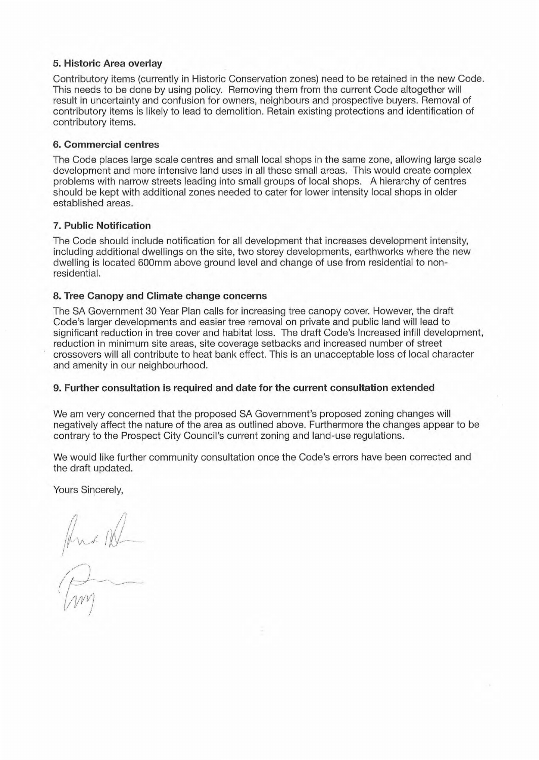#### 5. Historic Area overlay

Contributory items (currently in Historic Conservation zones) need to be retained in the new Code. This needs to be done by using policy. Removing them from the current Code altogether will result in uncertainty and confusion for owners, neighbours and prospective buyers. Removal of contributory items is likely to lead to demolition. Retain existing protections and identification of contributory items.

#### 6. Commercial centres

The Code places large scale centres and small local shops in the same zone, allowing large scale development and more intensive land uses in all these small areas. This would create complex problems with narrow streets leading into small groups of local shops. A hierarchy of centres should be kept with additional zones needed to cater for lower intensity local shops in older established areas.

#### 7. Public Notification

The Code should include notification for all development that increases development intensity, including additional dwellings on the site, two storey developments, earthworks where the new dwelling is located 600mm above ground level and change of use from residential to non-residential.

#### 8. Tree Canopy and Climate change concerns

The SA Government 30 Year Plan calls for increasing tree canopy cover. However, the draft Code's larger developments and easier tree removal on private and public land will lead to significant reduction in tree cover and habitat loss. The draft Code's Increased infill development, reduction in minimum site areas, site coverage setbacks and increased number of street crossovers will all contribute to heat bank effect. This is an unacceptable loss of local character and amenity in our neighbourhood.

#### 9. Further consultation is required and date for the current consultation extended

We am very concerned that the proposed SA Government's proposed zoning changes will negatively affect the nature of the area as outlined above. Furthermore the changes appear to be contrary to the Prospect City Council's current zoning and land-use regulations.

We would like further community consultation once the Code's errors have been corrected and the draft updated.

Yours Sincerely,